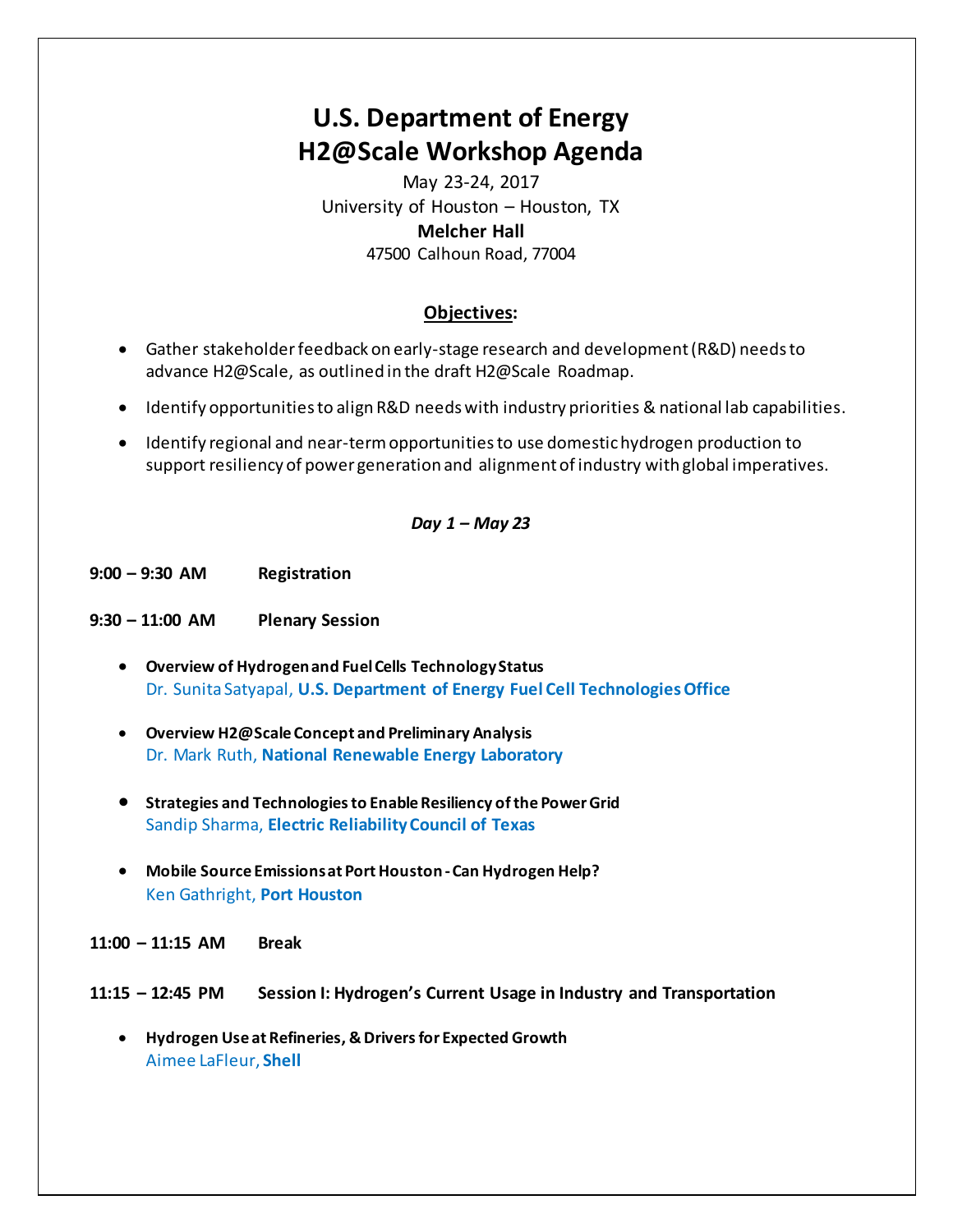# U.S. Department of Energy
# H2@Scale Workshop Agenda

May 23-24, 2017

University of Houston – Houston, TX

**Melcher Hall**

47500 Calhoun Road, 77004

## Objectives:

- Gather stakeholder feedback on early-stage research and development (R&D) needs to advance H2@Scale, as outlined in the draft H2@Scale Roadmap.
- Identify opportunities to align R&D needs with industry priorities & national lab capabilities.
- Identify regional and near-term opportunities to use domestic hydrogen production to support resiliency of power generation and alignment of industry with global imperatives.

### *Day 1 – May 23*

**9:00 – 9:30 AM** **Registration**

**9:30 – 11:00 AM** **Plenary Session**

- **Overview of Hydrogen and Fuel Cells Technology Status**
  Dr. Sunita Satyapal, **U.S. Department of Energy Fuel Cell Technologies Office**
- **Overview H2@Scale Concept and Preliminary Analysis**
  Dr. Mark Ruth, **National Renewable Energy Laboratory**
- **Strategies and Technologies to Enable Resiliency of the Power Grid**
  Sandip Sharma, **Electric Reliability Council of Texas**
- **Mobile Source Emissions at Port Houston - Can Hydrogen Help?**
  Ken Gathright, **Port Houston**

**11:00 – 11:15 AM** **Break**

**11:15 – 12:45 PM** **Session I: Hydrogen's Current Usage in Industry and Transportation**

- **Hydrogen Use at Refineries, & Drivers for Expected Growth**
  Aimee LaFleur, **Shell**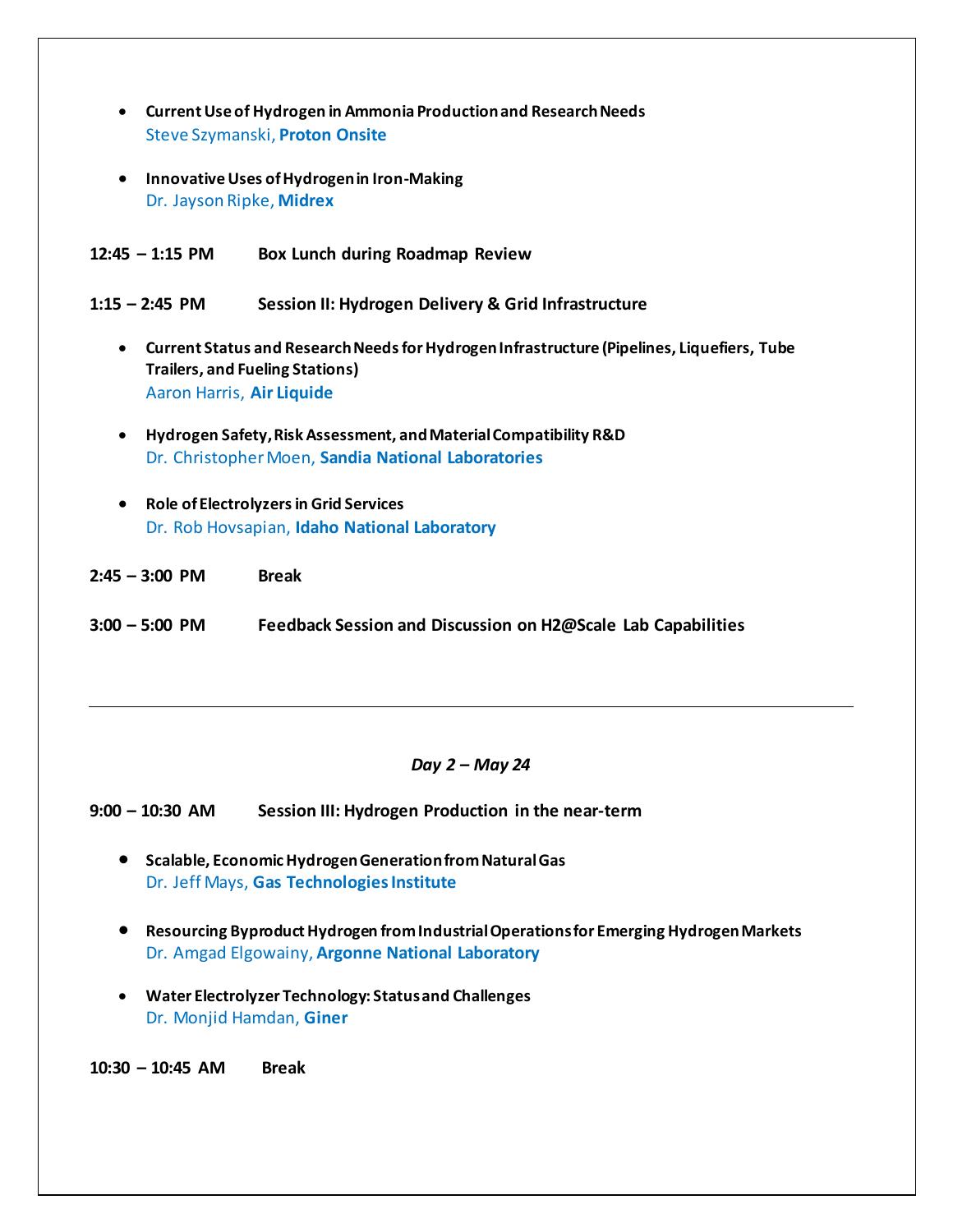- **Current Use of Hydrogen in Ammonia Production and Research Needs**
  Steve Szymanski, **Proton Onsite**

- **Innovative Uses of Hydrogen in Iron-Making**
  Dr. Jayson Ripke, **Midrex**

**12:45 – 1:15 PM** **Box Lunch during Roadmap Review**

**1:15 – 2:45 PM** **Session II: Hydrogen Delivery & Grid Infrastructure**

- **Current Status and Research Needs for Hydrogen Infrastructure (Pipelines, Liquefiers, Tube Trailers, and Fueling Stations)**
  Aaron Harris, **Air Liquide**

- **Hydrogen Safety, Risk Assessment, and Material Compatibility R&D**
  Dr. Christopher Moen, **Sandia National Laboratories**

- **Role of Electrolyzers in Grid Services**
  Dr. Rob Hovsapian, **Idaho National Laboratory**

**2:45 – 3:00 PM** **Break**

**3:00 – 5:00 PM** **Feedback Session and Discussion on H2@Scale Lab Capabilities**

---

***Day 2 – May 24***

**9:00 – 10:30 AM** **Session III: Hydrogen Production in the near-term**

- **Scalable, Economic Hydrogen Generation from Natural Gas**
  Dr. Jeff Mays, **Gas Technologies Institute**

- **Resourcing Byproduct Hydrogen from Industrial Operations for Emerging Hydrogen Markets**
  Dr. Amgad Elgowainy, **Argonne National Laboratory**

- **Water Electrolyzer Technology: Status and Challenges**
  Dr. Monjid Hamdan, **Giner**

**10:30 – 10:45 AM** **Break**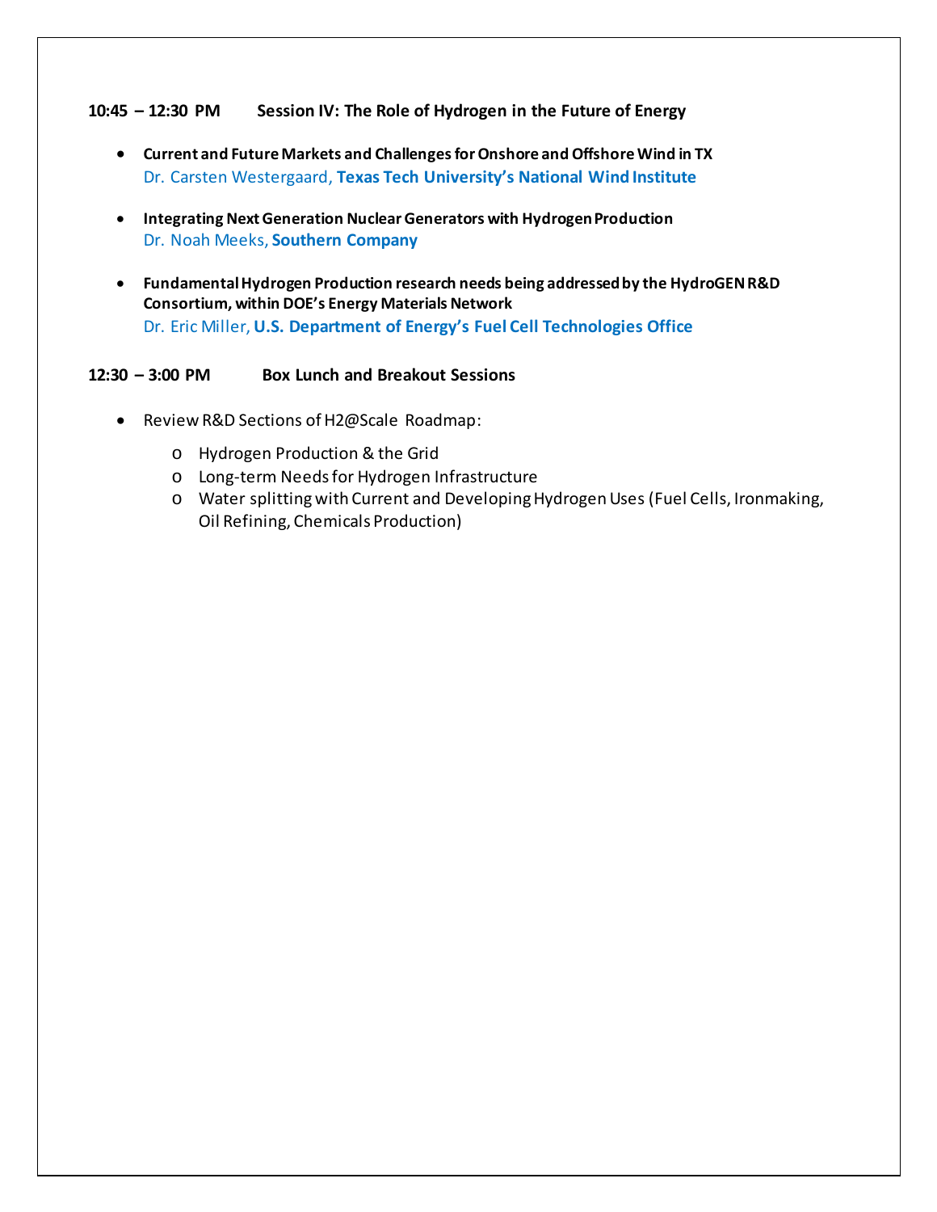**10:45 – 12:30 PM Session IV: The Role of Hydrogen in the Future of Energy**

- **Current and Future Markets and Challenges for Onshore and Offshore Wind in TX**
  Dr. Carsten Westergaard, **Texas Tech University's National Wind Institute**

- **Integrating Next Generation Nuclear Generators with Hydrogen Production**
  Dr. Noah Meeks, **Southern Company**

- **Fundamental Hydrogen Production research needs being addressed by the HydroGEN R&D Consortium, within DOE's Energy Materials Network**
  Dr. Eric Miller, **U.S. Department of Energy's Fuel Cell Technologies Office**

**12:30 – 3:00 PM Box Lunch and Breakout Sessions**

- Review R&D Sections of H2@Scale Roadmap:
  - Hydrogen Production & the Grid
  - Long-term Needs for Hydrogen Infrastructure
  - Water splitting with Current and Developing Hydrogen Uses (Fuel Cells, Ironmaking, Oil Refining, Chemicals Production)